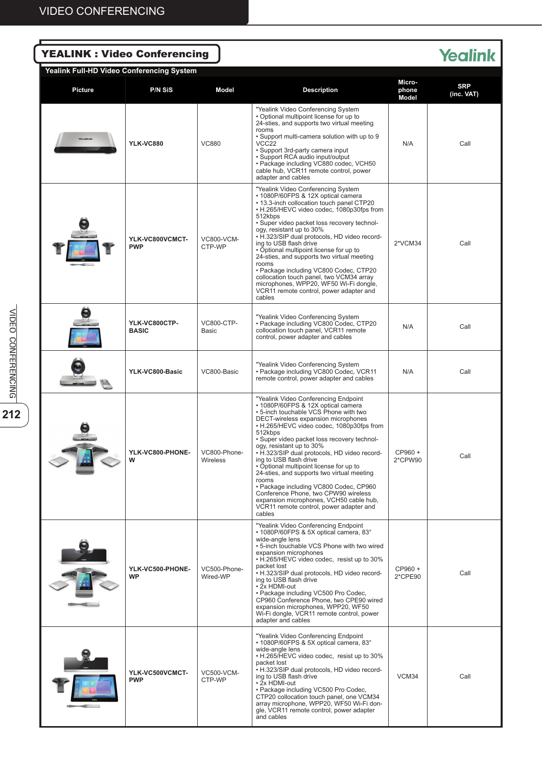## YEALINK : Video Conferencing

Yealink Full-HD Video Conferencing System

| Picture | P/N SiS | Model | Description | Microphone Model | SRP (inc. VAT) |
|---|---|---|---|---|---|
| | YLK-VC880 | VC880 | "Yealink Video Conferencing System<br>• Optional multipoint license for up to 24-sties, and supports two virtual meeting rooms<br>• Support multi-camera solution with up to 9 VCC22<br>• Support 3rd-party camera input<br>• Support RCA audio input/output<br>• Package including VC880 codec, VCH50 cable hub, VCR11 remote control, power adapter and cables | N/A | Call |
| | YLK-VC800VCMCT-PWP | VC800-VCM-CTP-WP | "Yealink Video Conferencing System<br>• 1080P/60FPS & 12X optical camera<br>• 13.3-inch collocation touch panel CTP20<br>• H.265/HEVC video codec, 1080p30fps from 512kbps<br>• Super video packet loss recovery technology, resistant up to 30%<br>• H.323/SIP dual protocols, HD video recording to USB flash drive<br>• Optional multipoint license for up to 24-sties, and supports two virtual meeting rooms<br>• Package including VC800 Codec, CTP20 collocation touch panel, two VCM34 array microphones, WPP20, WF50 Wi-Fi dongle, VCR11 remote control, power adapter and cables | 2*VCM34 | Call |
| | YLK-VC800CTP-BASIC | VC800-CTP-Basic | "Yealink Video Conferencing System<br>• Package including VC800 Codec, CTP20 collocation touch panel, VCR11 remote control, power adapter and cables | N/A | Call |
| | YLK-VC800-Basic | VC800-Basic | "Yealink Video Conferencing System<br>• Package including VC800 Codec, VCR11 remote control, power adapter and cables | N/A | Call |
| | YLK-VC800-PHONE-W | VC800-Phone-Wireless | "Yealink Video Conferencing Endpoint<br>• 1080P/60FPS & 12X optical camera<br>• 5-inch touchable VCS Phone with two DECT-wireless expansion microphones<br>• H.265/HEVC video codec, 1080p30fps from 512kbps<br>• Super video packet loss recovery technology, resistant up to 30%<br>• H.323/SIP dual protocols, HD video recording to USB flash drive<br>• Optional multipoint license for up to 24-sties, and supports two virtual meeting rooms<br>• Package including VC800 Codec, CP960 Conference Phone, two CPW90 wireless expansion microphones, VCH50 cable hub, VCR11 remote control, power adapter and cables | CP960 + 2*CPW90 | Call |
| | YLK-VC500-PHONE-WP | VC500-Phone-Wired-WP | "Yealink Video Conferencing Endpoint<br>• 1080P/60FPS & 5X optical camera, 83° wide-angle lens<br>• 5-inch touchable VCS Phone with two wired expansion microphones<br>• H.265/HEVC video codec, resist up to 30% packet lost<br>• H.323/SIP dual protocols, HD video recording to USB flash drive<br>• 2x HDMI-out<br>• Package including VC500 Pro Codec, CP960 Conference Phone, two CPE90 wired expansion microphones, WPP20, WF50 Wi-Fi dongle, VCR11 remote control, power adapter and cables | CP960 + 2*CPE90 | Call |
| | YLK-VC500VCMCT-PWP | VC500-VCM-CTP-WP | "Yealink Video Conferencing Endpoint<br>• 1080P/60FPS & 5X optical camera, 83° wide-angle lens<br>• H.265/HEVC video codec, resist up to 30% packet lost<br>• H.323/SIP dual protocols, HD video recording to USB flash drive<br>• 2x HDMI-out<br>• Package including VC500 Pro Codec, CTP20 collocation touch panel, one VCM34 array microphone, WPP20, WF50 Wi-Fi dongle, VCR11 remote control, power adapter and cables | VCM34 | Call |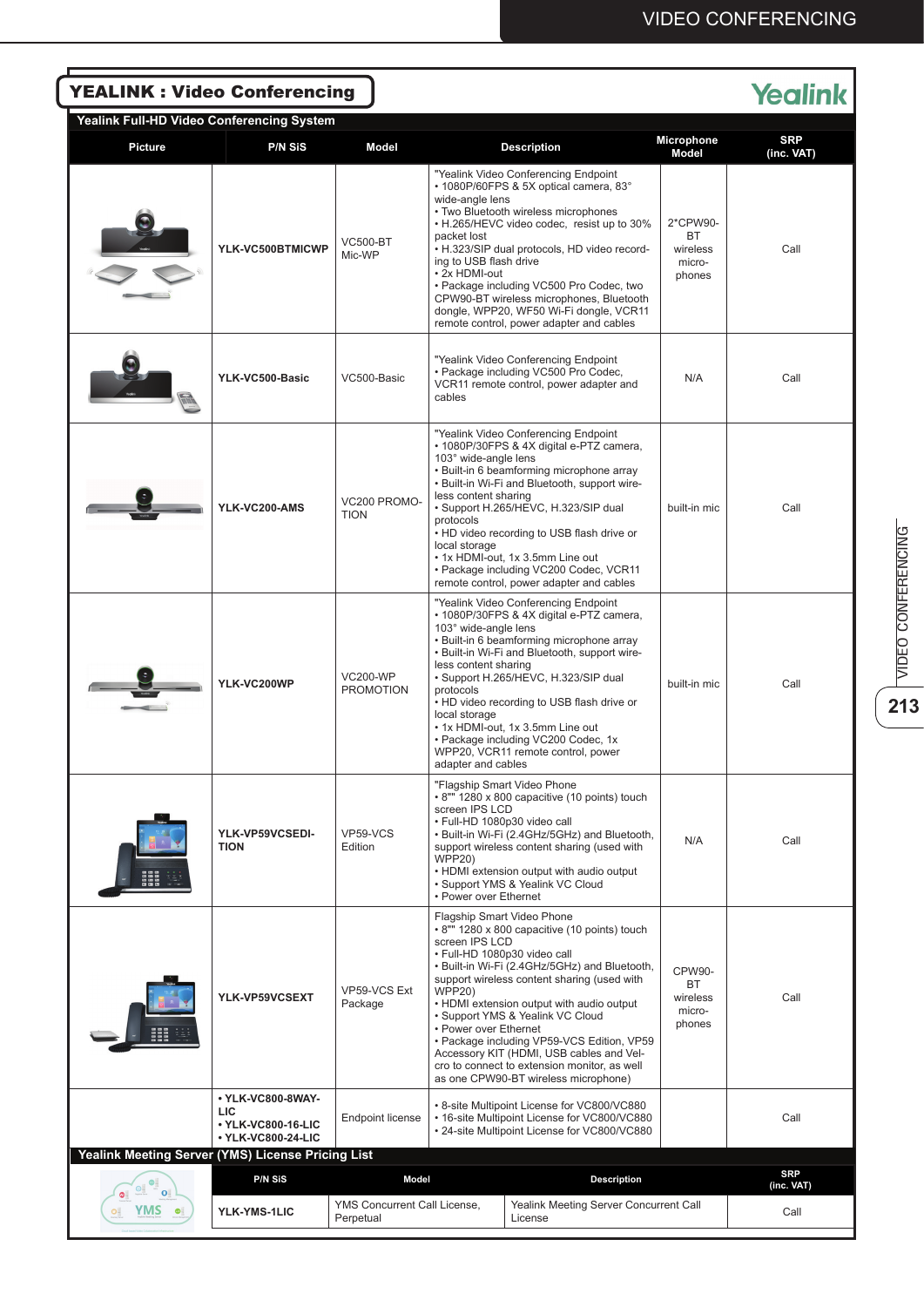# YEALINK : Video Conferencing

Yealink

## Yealink Full-HD Video Conferencing System

| Picture | P/N SiS | Model | Description | Microphone Model | SRP (inc. VAT) |
|---|---|---|---|---|---|
| | YLK-VC500BTMICWP | VC500-BT Mic-WP | "Yealink Video Conferencing Endpoint<br>• 1080P/60FPS & 5X optical camera, 83° wide-angle lens<br>• Two Bluetooth wireless microphones<br>• H.265/HEVC video codec, resist up to 30% packet lost<br>• H.323/SIP dual protocols, HD video recording to USB flash drive<br>• 2x HDMI-out<br>• Package including VC500 Pro Codec, two CPW90-BT wireless microphones, Bluetooth dongle, WPP20, WF50 Wi-Fi dongle, VCR11 remote control, power adapter and cables | 2*CPW90-BT wireless micro-phones | Call |
| | YLK-VC500-Basic | VC500-Basic | "Yealink Video Conferencing Endpoint<br>• Package including VC500 Pro Codec, VCR11 remote control, power adapter and cables | N/A | Call |
| | YLK-VC200-AMS | VC200 PROMO-TION | "Yealink Video Conferencing Endpoint<br>• 1080P/30FPS & 4X digital e-PTZ camera, 103° wide-angle lens<br>• Built-in 6 beamforming microphone array<br>• Built-in Wi-Fi and Bluetooth, support wire-less content sharing<br>• Support H.265/HEVC, H.323/SIP dual protocols<br>• HD video recording to USB flash drive or local storage<br>• 1x HDMI-out, 1x 3.5mm Line out<br>• Package including VC200 Codec, VCR11 remote control, power adapter and cables | built-in mic | Call |
| | YLK-VC200WP | VC200-WP PROMOTION | "Yealink Video Conferencing Endpoint<br>• 1080P/30FPS & 4X digital e-PTZ camera, 103° wide-angle lens<br>• Built-in 6 beamforming microphone array<br>• Built-in Wi-Fi and Bluetooth, support wire-less content sharing<br>• Support H.265/HEVC, H.323/SIP dual protocols<br>• HD video recording to USB flash drive or local storage<br>• 1x HDMI-out, 1x 3.5mm Line out<br>• Package including VC200 Codec, 1x WPP20, VCR11 remote control, power adapter and cables | built-in mic | Call |
| | YLK-VP59VCSEDI-TION | VP59-VCS Edition | "Flagship Smart Video Phone<br>• 8"" 1280 x 800 capacitive (10 points) touch screen IPS LCD<br>• Full-HD 1080p30 video call<br>• Built-in Wi-Fi (2.4GHz/5GHz) and Bluetooth, support wireless content sharing (used with WPP20)<br>• HDMI extension output with audio output<br>• Support YMS & Yealink VC Cloud<br>• Power over Ethernet | N/A | Call |
| | YLK-VP59VCSEXT | VP59-VCS Ext Package | Flagship Smart Video Phone<br>• 8"" 1280 x 800 capacitive (10 points) touch screen IPS LCD<br>• Full-HD 1080p30 video call<br>• Built-in Wi-Fi (2.4GHz/5GHz) and Bluetooth, support wireless content sharing (used with WPP20)<br>• HDMI extension output with audio output<br>• Support YMS & Yealink VC Cloud<br>• Power over Ethernet<br>• Package including VP59-VCS Edition, VP59 Accessory KIT (HDMI, USB cables and Vel-cro to connect to extension monitor, as well as one CPW90-BT wireless microphone) | CPW90-BT wireless micro-phones | Call |
| | • YLK-VC800-8WAY-LIC<br>• YLK-VC800-16-LIC<br>• YLK-VC800-24-LIC | Endpoint license | • 8-site Multipoint License for VC800/VC880<br>• 16-site Multipoint License for VC800/VC880<br>• 24-site Multipoint License for VC800/VC880 | | Call |

## Yealink Meeting Server (YMS) License Pricing List

| P/N SiS | Model | Description | SRP (inc. VAT) |
|---|---|---|---|
| YLK-YMS-1LIC | YMS Concurrent Call License, Perpetual | Yealink Meeting Server Concurrent Call License | Call |